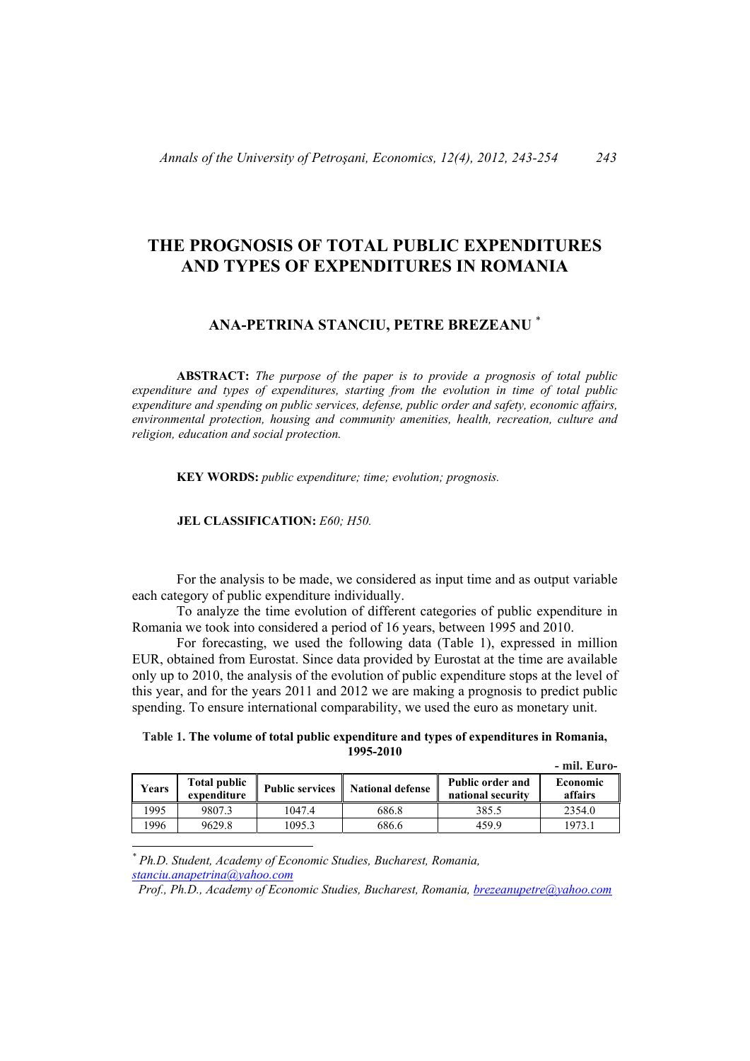# THE PROGNOSIS OF TOTAL PUBLIC EXPENDITURES AND TYPES OF EXPENDITURES IN ROMANIA

## ANA-PETRINA STANCIU, PETRE BREZEANU [*]

**ABSTRACT:** *The purpose of the paper is to provide a prognosis of total public expenditure and types of expenditures, starting from the evolution in time of total public expenditure and spending on public services, defense, public order and safety, economic affairs, environmental protection, housing and community amenities, health, recreation, culture and religion, education and social protection.*

**KEY WORDS:** *public expenditure; time; evolution; prognosis.*

**JEL CLASSIFICATION:** *E60; H50.*

For the analysis to be made, we considered as input time and as output variable each category of public expenditure individually.

To analyze the time evolution of different categories of public expenditure in Romania we took into considered a period of 16 years, between 1995 and 2010.

For forecasting, we used the following data (Table 1), expressed in million EUR, obtained from Eurostat. Since data provided by Eurostat at the time are available only up to 2010, the analysis of the evolution of public expenditure stops at the level of this year, and for the years 2011 and 2012 we are making a prognosis to predict public spending. To ensure international comparability, we used the euro as monetary unit.

**Table 1. The volume of total public expenditure and types of expenditures in Romania, 1995-2010**

**- mil. Euro-**

| Years | Total public expenditure | Public services | National defense | Public order and national security | Economic affairs |
|---|---|---|---|---|---|
| 1995 | 9807.3 | 1047.4 | 686.8 | 385.5 | 2354.0 |
| 1996 | 9629.8 | 1095.3 | 686.6 | 459.9 | 1973.1 |

[*] *Ph.D. Student, Academy of Economic Studies, Bucharest, Romania, stanciu.anapetrina@yahoo.com*

*Prof., Ph.D., Academy of Economic Studies, Bucharest, Romania, brezeanupetre@yahoo.com*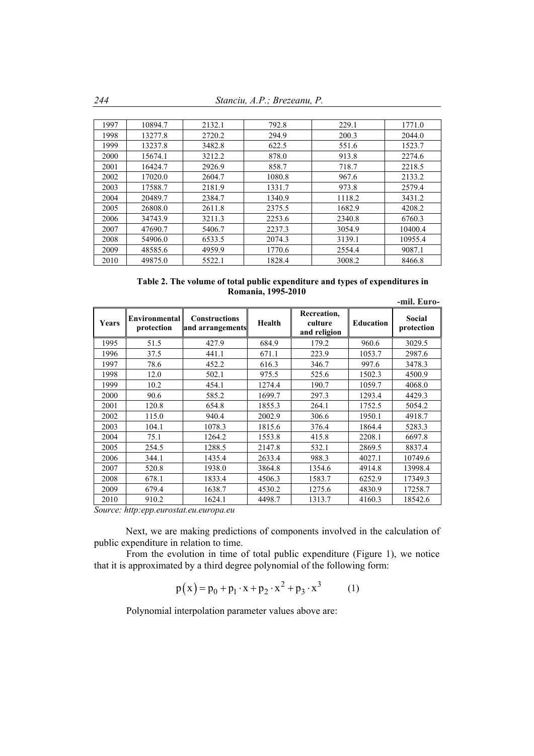| | | | | | |
|---|---|---|---|---|---|
| 1997 | 10894.7 | 2132.1 | 792.8 | 229.1 | 1771.0 |
| 1998 | 13277.8 | 2720.2 | 294.9 | 200.3 | 2044.0 |
| 1999 | 13237.8 | 3482.8 | 622.5 | 551.6 | 1523.7 |
| 2000 | 15674.1 | 3212.2 | 878.0 | 913.8 | 2274.6 |
| 2001 | 16424.7 | 2926.9 | 858.7 | 718.7 | 2218.5 |
| 2002 | 17020.0 | 2604.7 | 1080.8 | 967.6 | 2133.2 |
| 2003 | 17588.7 | 2181.9 | 1331.7 | 973.8 | 2579.4 |
| 2004 | 20489.7 | 2384.7 | 1340.9 | 1118.2 | 3431.2 |
| 2005 | 26808.0 | 2611.8 | 2375.5 | 1682.9 | 4208.2 |
| 2006 | 34743.9 | 3211.3 | 2253.6 | 2340.8 | 6760.3 |
| 2007 | 47690.7 | 5406.7 | 2237.3 | 3054.9 | 10400.4 |
| 2008 | 54906.0 | 6533.5 | 2074.3 | 3139.1 | 10955.4 |
| 2009 | 48585.6 | 4959.9 | 1770.6 | 2554.4 | 9087.1 |
| 2010 | 49875.0 | 5522.1 | 1828.4 | 3008.2 | 8466.8 |

**Table 2. The volume of total public expenditure and types of expenditures in Romania, 1995-2010**

**-mil. Euro-**

| Years | Environmental protection | Constructions and arrangements | Health | Recreation, culture and religion | Education | Social protection |
|---|---|---|---|---|---|---|
| 1995 | 51.5 | 427.9 | 684.9 | 179.2 | 960.6 | 3029.5 |
| 1996 | 37.5 | 441.1 | 671.1 | 223.9 | 1053.7 | 2987.6 |
| 1997 | 78.6 | 452.2 | 616.3 | 346.7 | 997.6 | 3478.3 |
| 1998 | 12.0 | 502.1 | 975.5 | 525.6 | 1502.3 | 4500.9 |
| 1999 | 10.2 | 454.1 | 1274.4 | 190.7 | 1059.7 | 4068.0 |
| 2000 | 90.6 | 585.2 | 1699.7 | 297.3 | 1293.4 | 4429.3 |
| 2001 | 120.8 | 654.8 | 1855.3 | 264.1 | 1752.5 | 5054.2 |
| 2002 | 115.0 | 940.4 | 2002.9 | 306.6 | 1950.1 | 4918.7 |
| 2003 | 104.1 | 1078.3 | 1815.6 | 376.4 | 1864.4 | 5283.3 |
| 2004 | 75.1 | 1264.2 | 1553.8 | 415.8 | 2208.1 | 6697.8 |
| 2005 | 254.5 | 1288.5 | 2147.8 | 532.1 | 2869.5 | 8837.4 |
| 2006 | 344.1 | 1435.4 | 2633.4 | 988.3 | 4027.1 | 10749.6 |
| 2007 | 520.8 | 1938.0 | 3864.8 | 1354.6 | 4914.8 | 13998.4 |
| 2008 | 678.1 | 1833.4 | 4506.3 | 1583.7 | 6252.9 | 17349.3 |
| 2009 | 679.4 | 1638.7 | 4530.2 | 1275.6 | 4830.9 | 17258.7 |
| 2010 | 910.2 | 1624.1 | 4498.7 | 1313.7 | 4160.3 | 18542.6 |

*Source: http:epp.eurostat.eu.europa.eu*

Next, we are making predictions of components involved in the calculation of public expenditure in relation to time.

From the evolution in time of total public expenditure (Figure 1), we notice that it is approximated by a third degree polynomial of the following form:

$$p(x) = p_0 + p_1 \cdot x + p_2 \cdot x^2 + p_3 \cdot x^3 \qquad (1)$$

Polynomial interpolation parameter values above are: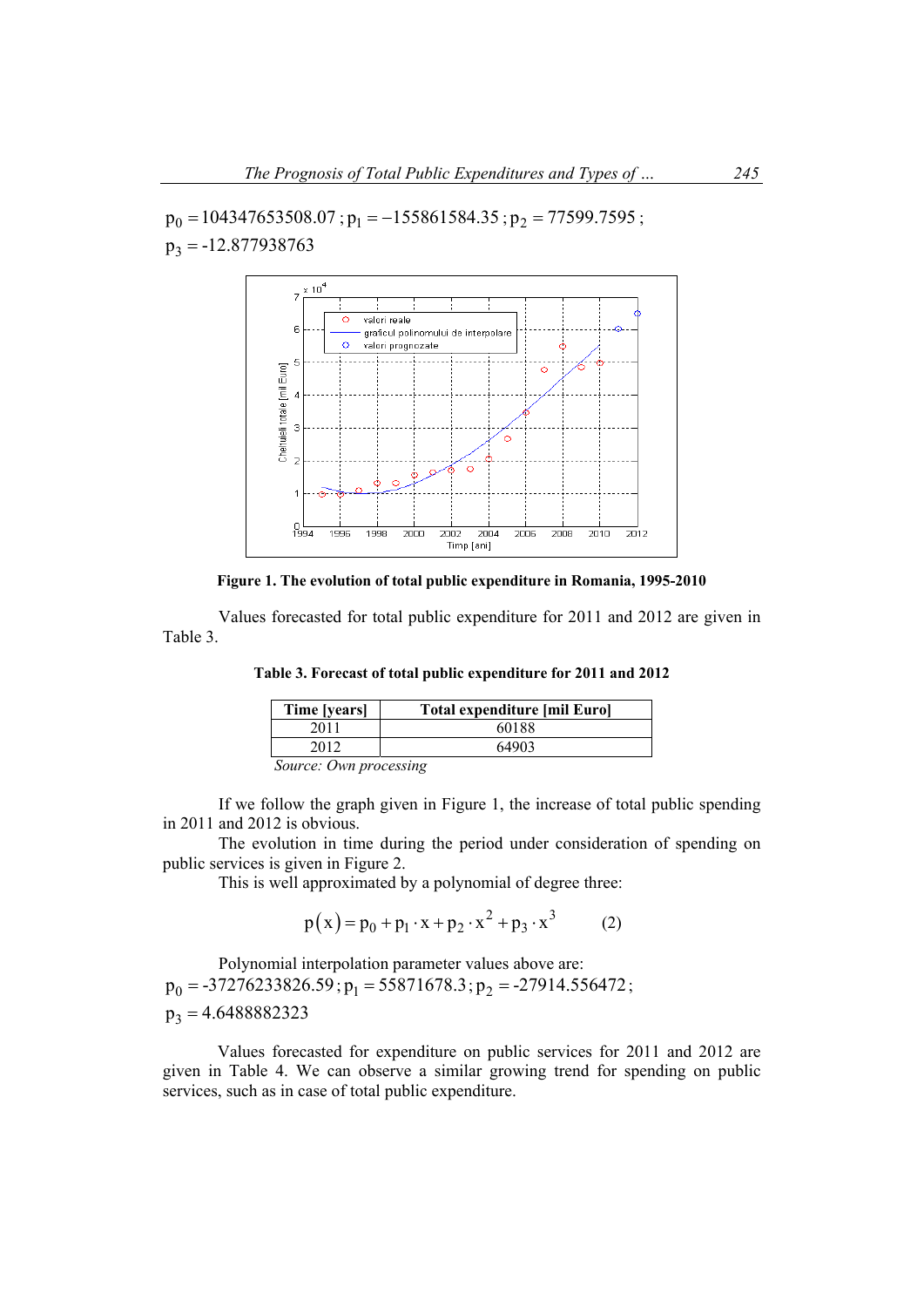$p_0 = 104347653508.07$ ; $p_1 = -155861584.35$ ; $p_2 = 77599.7595$ ;
$p_3 = -12.877938763$

x 10^4
7
6
5
4
3
2
1
0
Cheltuieli totale [mil Euro]
valori reale
graficul polinomului de interpolare
valori prognozate
1994 1996 1998 2000 2002 2004 2006 2008 2010 2012
Timp [ani]

**Figure 1. The evolution of total public expenditure in Romania, 1995-2010**

Values forecasted for total public expenditure for 2011 and 2012 are given in Table 3.

**Table 3. Forecast of total public expenditure for 2011 and 2012**

| Time [years] | Total expenditure [mil Euro] |
|---|---|
| 2011 | 60188 |
| 2012 | 64903 |

*Source: Own processing*

If we follow the graph given in Figure 1, the increase of total public spending in 2011 and 2012 is obvious.

The evolution in time during the period under consideration of spending on public services is given in Figure 2.

This is well approximated by a polynomial of degree three:

$$p(x) = p_0 + p_1 \cdot x + p_2 \cdot x^2 + p_3 \cdot x^3 \qquad (2)$$

Polynomial interpolation parameter values above are:
$p_0 = -37276233826.59$ ; $p_1 = 55871678.3$ ; $p_2 = -27914.556472$ ;
$p_3 = 4.6488882323$

Values forecasted for expenditure on public services for 2011 and 2012 are given in Table 4. We can observe a similar growing trend for spending on public services, such as in case of total public expenditure.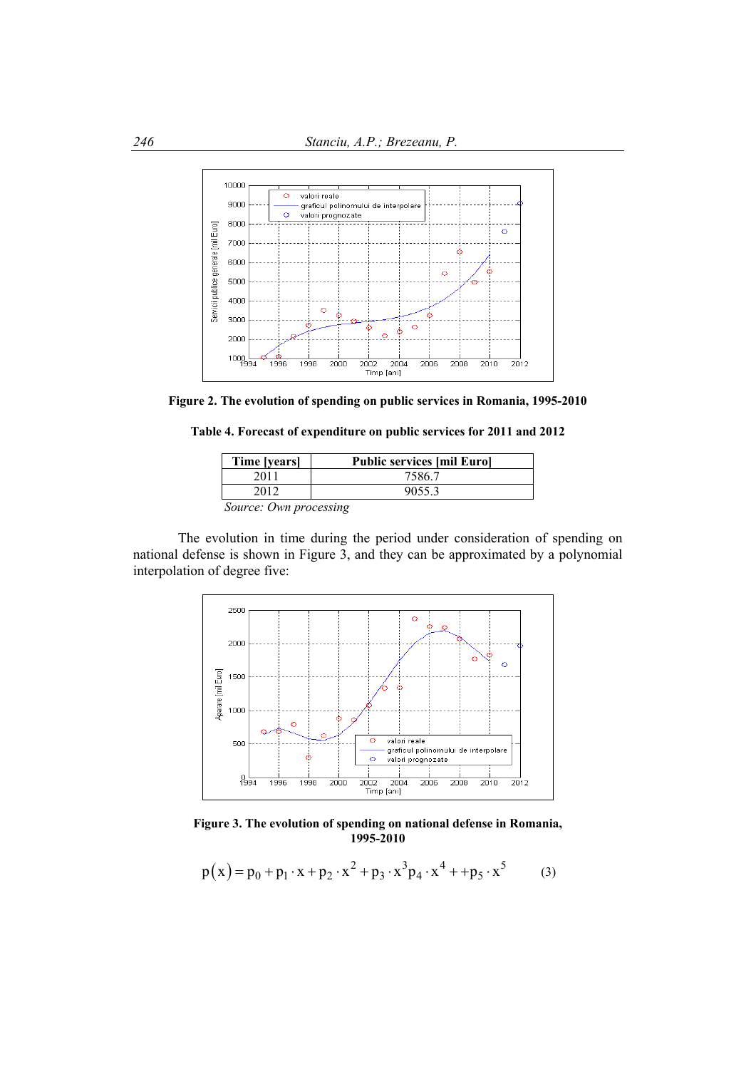10000
9000
8000
7000
6000
5000
4000
3000
2000
1000

1994 1996 1998 2000 2002 2004 2006 2008 2010 2012

Timp [ani]

Servicii publice generale [mil Euro]

valori reale
graficul polinomului de interpolare
valori prognozate

**Figure 2. The evolution of spending on public services in Romania, 1995-2010**

**Table 4. Forecast of expenditure on public services for 2011 and 2012**

| Time [years] | Public services [mil Euro] |
|---|---|
| 2011 | 7586.7 |
| 2012 | 9055.3 |

*Source: Own processing*

The evolution in time during the period under consideration of spending on national defense is shown in Figure 3, and they can be approximated by a polynomial interpolation of degree five:

2500
2000
1500
1000
500
0

1994 1996 1998 2000 2002 2004 2006 2008 2010 2012

Timp [ani]

Aparare [mil Euro]

valori reale
graficul polinomului de interpolare
valori prognozate

**Figure 3. The evolution of spending on national defense in Romania, 1995-2010**

$$p(x) = p_0 + p_1 \cdot x + p_2 \cdot x^2 + p_3 \cdot x^3 p_4 \cdot x^4 + + p_5 \cdot x^5 \qquad (3)$$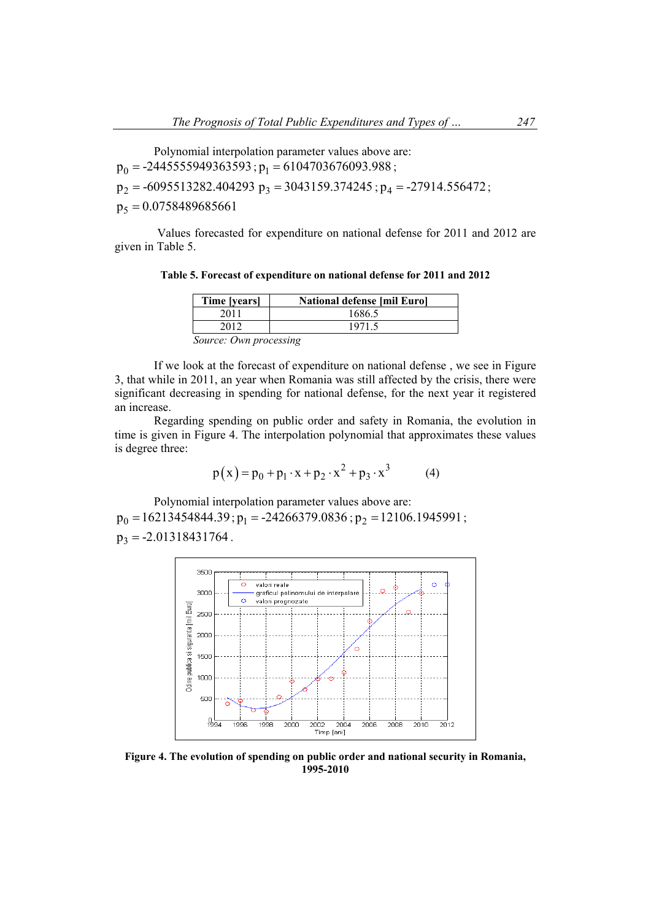Polynomial interpolation parameter values above are:
$p_0 = -2445555949363593$ ; $p_1 = 6104703676093.988$ ;
$p_2 = -6095513282.404293$ $p_3 = 3043159.374245$ ; $p_4 = -27914.556472$ ;
$p_5 = 0.0758489685661$

Values forecasted for expenditure on national defense for 2011 and 2012 are given in Table 5.

**Table 5. Forecast of expenditure on national defense for 2011 and 2012**

| Time [years] | National defense [mil Euro] |
|---|---|
| 2011 | 1686.5 |
| 2012 | 1971.5 |

*Source: Own processing*

If we look at the forecast of expenditure on national defense , we see in Figure 3, that while in 2011, an year when Romania was still affected by the crisis, there were significant decreasing in spending for national defense, for the next year it registered an increase.

Regarding spending on public order and safety in Romania, the evolution in time is given in Figure 4. The interpolation polynomial that approximates these values is degree three:

$$p(x) = p_0 + p_1 \cdot x + p_2 \cdot x^2 + p_3 \cdot x^3 \qquad (4)$$

Polynomial interpolation parameter values above are:
$p_0 = 16213454844.39$ ; $p_1 = -24266379.0836$ ; $p_2 = 12106.1945991$ ;
$p_3 = -2.01318431764$ .

valori reale
graficul polinomului de interpolare
valori prognozate
Odine publica si siguranta [mil Euro]
0
500
1000
1500
2000
2500
3000
3500
1994
1996
1998
2000
2002
2004
2006
2008
2010
2012
Timp [ani]

**Figure 4. The evolution of spending on public order and national security in Romania, 1995-2010**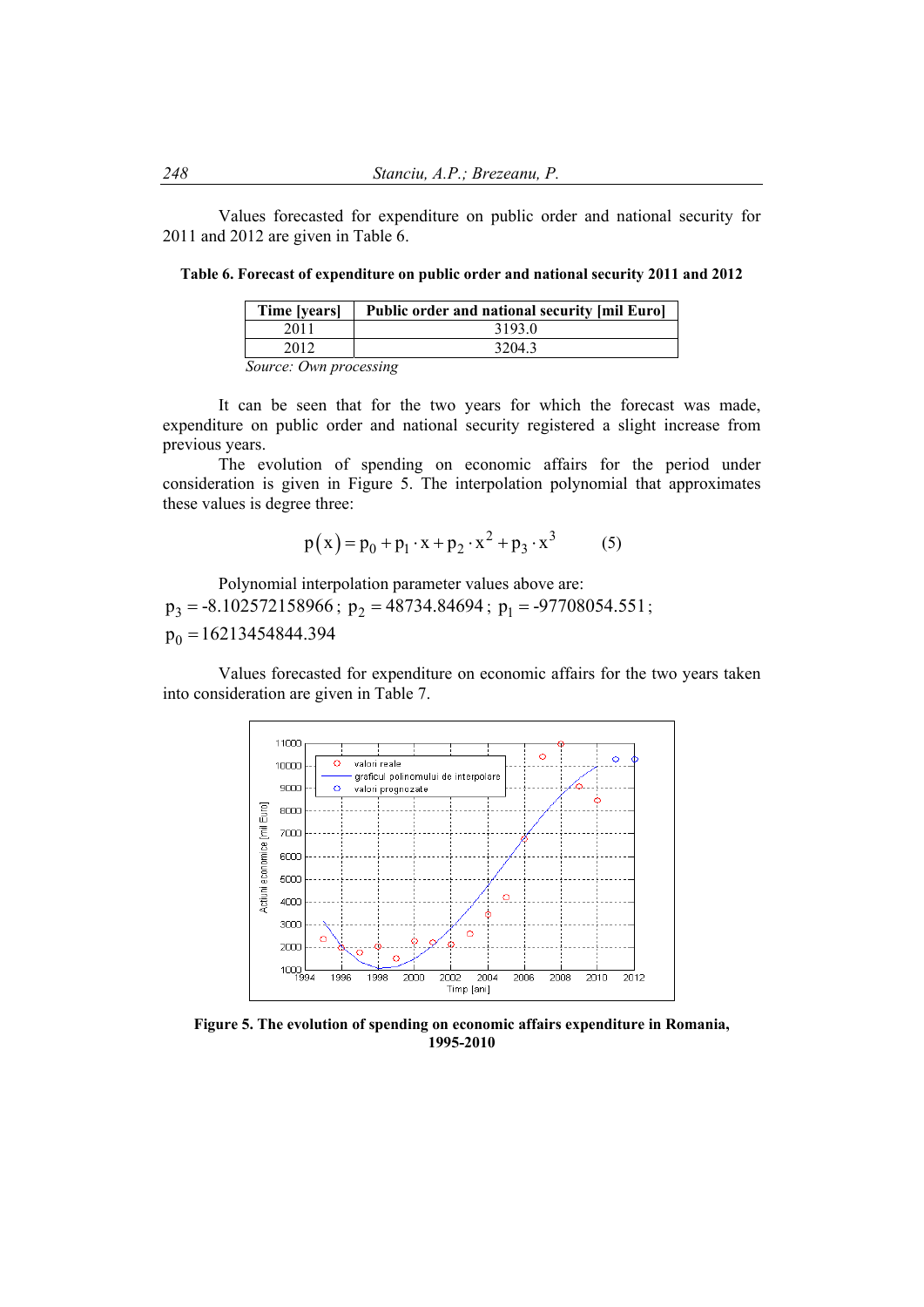Values forecasted for expenditure on public order and national security for 2011 and 2012 are given in Table 6.

**Table 6. Forecast of expenditure on public order and national security 2011 and 2012**

| Time [years] | Public order and national security [mil Euro] |
|---|---|
| 2011 | 3193.0 |
| 2012 | 3204.3 |

*Source: Own processing*

It can be seen that for the two years for which the forecast was made, expenditure on public order and national security registered a slight increase from previous years.

The evolution of spending on economic affairs for the period under consideration is given in Figure 5. The interpolation polynomial that approximates these values is degree three:

$$p(x) = p_0 + p_1 \cdot x + p_2 \cdot x^2 + p_3 \cdot x^3 \qquad (5)$$

Polynomial interpolation parameter values above are:
$p_3 = -8.102572158966$; $p_2 = 48734.84694$; $p_1 = -97708054.551$;
$p_0 = 16213454844.394$

Values forecasted for expenditure on economic affairs for the two years taken into consideration are given in Table 7.

11000
10000
9000
8000
7000
6000
5000
4000
3000
2000
1000
1994 1996 1998 2000 2002 2004 2006 2008 2010 2012
Timp [ani]
Actiuni economice [mil Euro]
valori reale
graficul polinomului de interpolare
valori prognozate

**Figure 5. The evolution of spending on economic affairs expenditure in Romania, 1995-2010**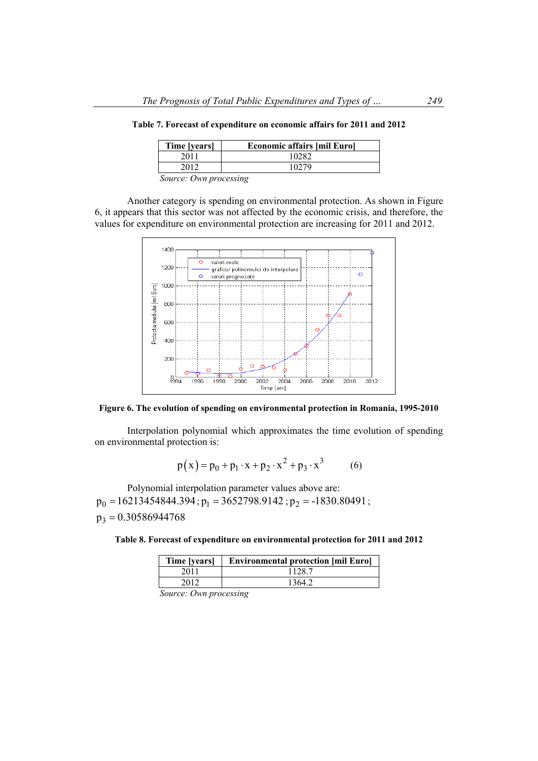**Table 7. Forecast of expenditure on economic affairs for 2011 and 2012**

| Time [years] | Economic affairs [mil Euro] |
|---|---|
| 2011 | 10282 |
| 2012 | 10279 |

*Source: Own processing*

Another category is spending on environmental protection. As shown in Figure 6, it appears that this sector was not affected by the economic crisis, and therefore, the values for expenditure on environmental protection are increasing for 2011 and 2012.

valori reale
graficul polinomului de interpolare
valori prognozate

Protectia mediului [mil Euro]

1400
1200
1000
800
600
400
200
0

1994 1996 1998 2000 2002 2004 2006 2008 2010 2012

Timp [ani]

**Figure 6. The evolution of spending on environmental protection in Romania, 1995-2010**

Interpolation polynomial which approximates the time evolution of spending on environmental protection is:

$$p(x) = p_0 + p_1 \cdot x + p_2 \cdot x^2 + p_3 \cdot x^3 \qquad (6)$$

Polynomial interpolation parameter values above are:
$p_0 = 16213454844.394$; $p_1 = 3652798.9142$; $p_2 = -1830.80491$; $p_3 = 0.30586944768$

**Table 8. Forecast of expenditure on environmental protection for 2011 and 2012**

| Time [years] | Environmental protection [mil Euro] |
|---|---|
| 2011 | 1128.7 |
| 2012 | 1364.2 |

*Source: Own processing*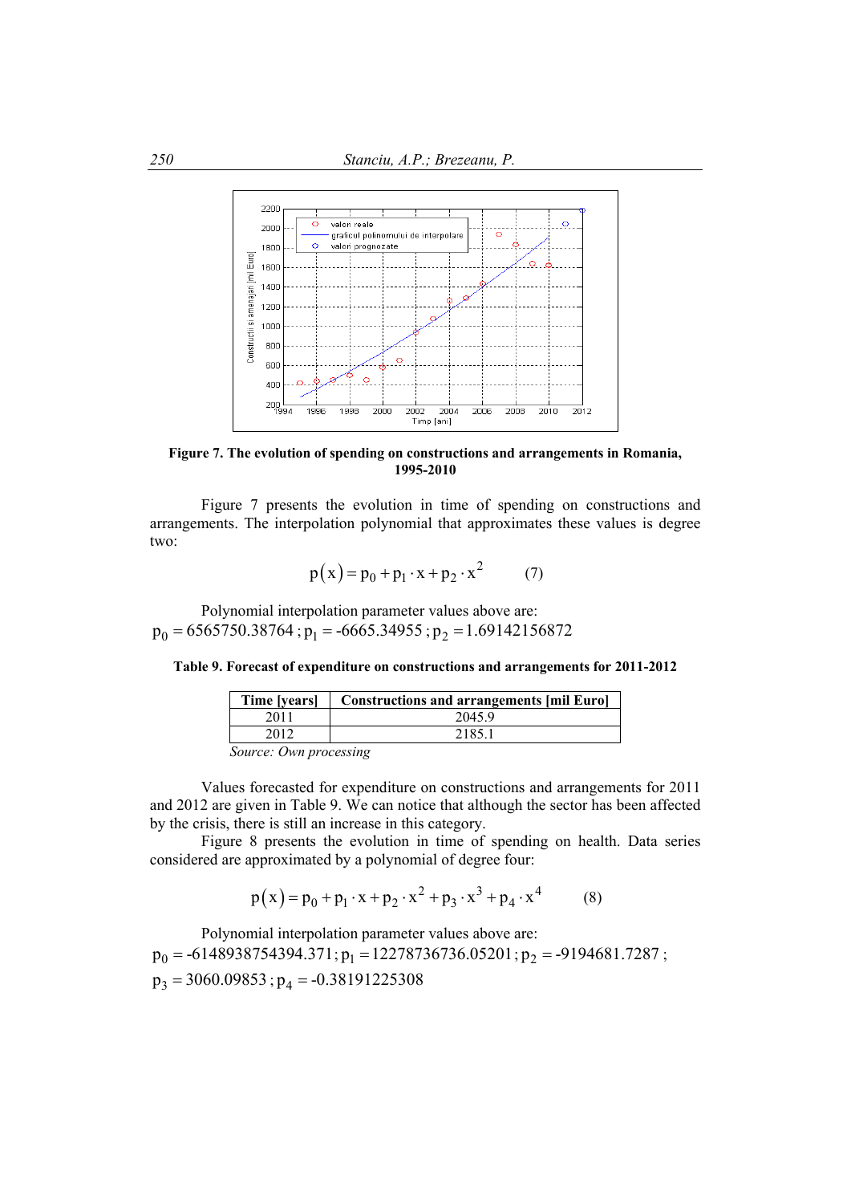2200
2000
1800
1600
1400
1200
1000
800
600
400
200

valori reale
graficul polinomului de interpolare
valori prognozate

Constructii si amenajari [mil Euro]

1994 1996 1998 2000 2002 2004 2006 2008 2010 2012
Timp [ani]

**Figure 7. The evolution of spending on constructions and arrangements in Romania, 1995-2010**

Figure 7 presents the evolution in time of spending on constructions and arrangements. The interpolation polynomial that approximates these values is degree two:

$$p(x) = p_0 + p_1 \cdot x + p_2 \cdot x^2 \qquad (7)$$

Polynomial interpolation parameter values above are:
$p_0 = 6565750.38764$ ; $p_1 = -6665.34955$ ; $p_2 = 1.69142156872$

**Table 9. Forecast of expenditure on constructions and arrangements for 2011-2012**

| Time [years] | Constructions and arrangements [mil Euro] |
|---|---|
| 2011 | 2045.9 |
| 2012 | 2185.1 |

*Source: Own processing*

Values forecasted for expenditure on constructions and arrangements for 2011 and 2012 are given in Table 9. We can notice that although the sector has been affected by the crisis, there is still an increase in this category.

Figure 8 presents the evolution in time of spending on health. Data series considered are approximated by a polynomial of degree four:

$$p(x) = p_0 + p_1 \cdot x + p_2 \cdot x^2 + p_3 \cdot x^3 + p_4 \cdot x^4 \qquad (8)$$

Polynomial interpolation parameter values above are:
$p_0 = -6148938754394.371$ ; $p_1 = 12278736736.05201$ ; $p_2 = -9194681.7287$ ;
$p_3 = 3060.09853$ ; $p_4 = -0.38191225308$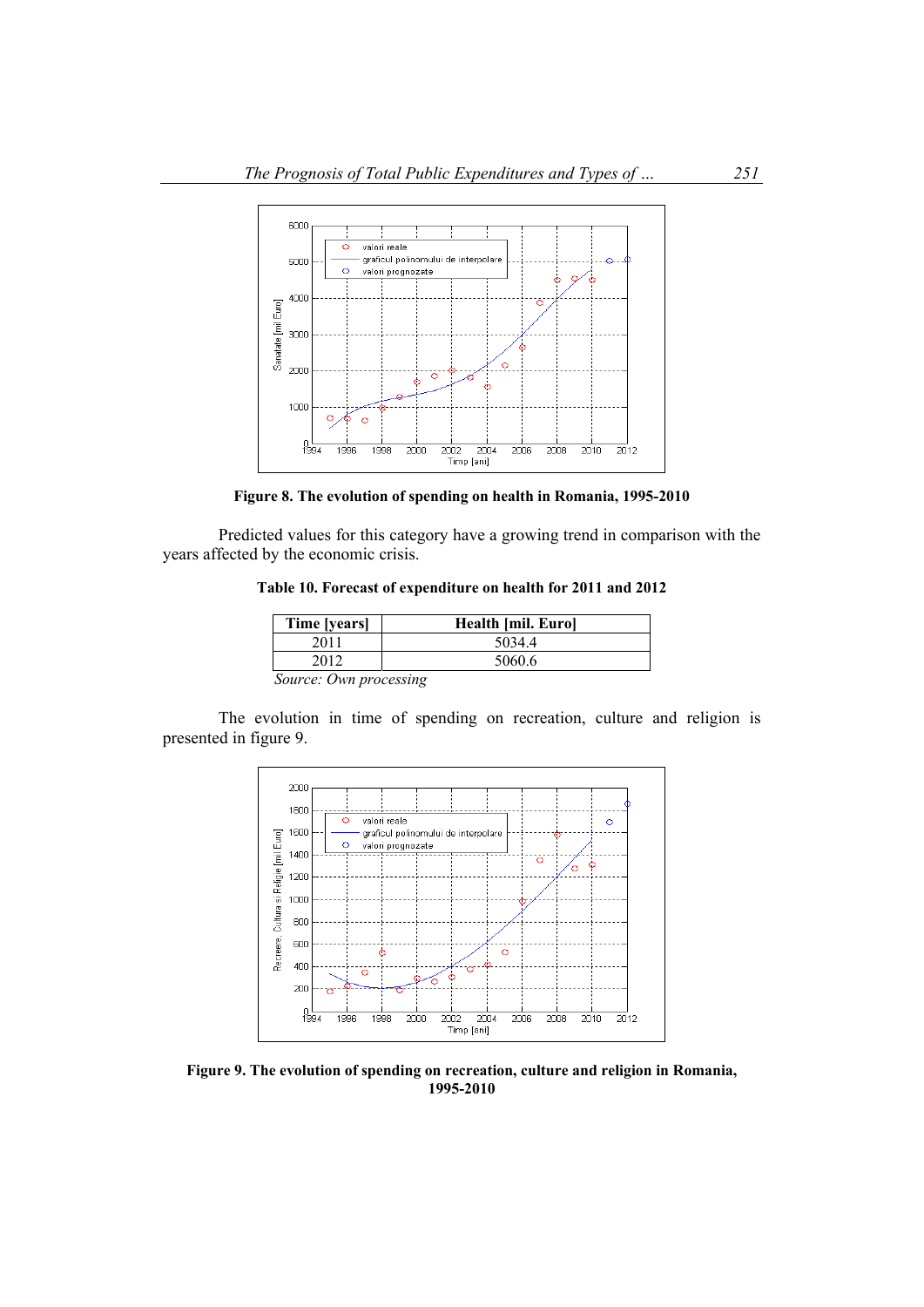6000
5000
4000
3000
2000
1000
0
1994 1996 1998 2000 2002 2004 2006 2008 2010 2012
Timp [ani]
Sanatate [mil Euro]
valori reale
graficul polinomului de interpolare
valori prognozate

**Figure 8. The evolution of spending on health in Romania, 1995-2010**

Predicted values for this category have a growing trend in comparison with the years affected by the economic crisis.

**Table 10. Forecast of expenditure on health for 2011 and 2012**

| Time [years] | Health [mil. Euro] |
|---|---|
| 2011 | 5034.4 |
| 2012 | 5060.6 |

*Source: Own processing*

The evolution in time of spending on recreation, culture and religion is presented in figure 9.

2000
1800
1600
1400
1200
1000
800
600
400
200
0
1994 1996 1998 2000 2002 2004 2006 2008 2010 2012
Timp [ani]
Recreere, Cultura si Religie [mil Euro]
valori reale
graficul polinomului de interpolare
valori prognozate

**Figure 9. The evolution of spending on recreation, culture and religion in Romania, 1995-2010**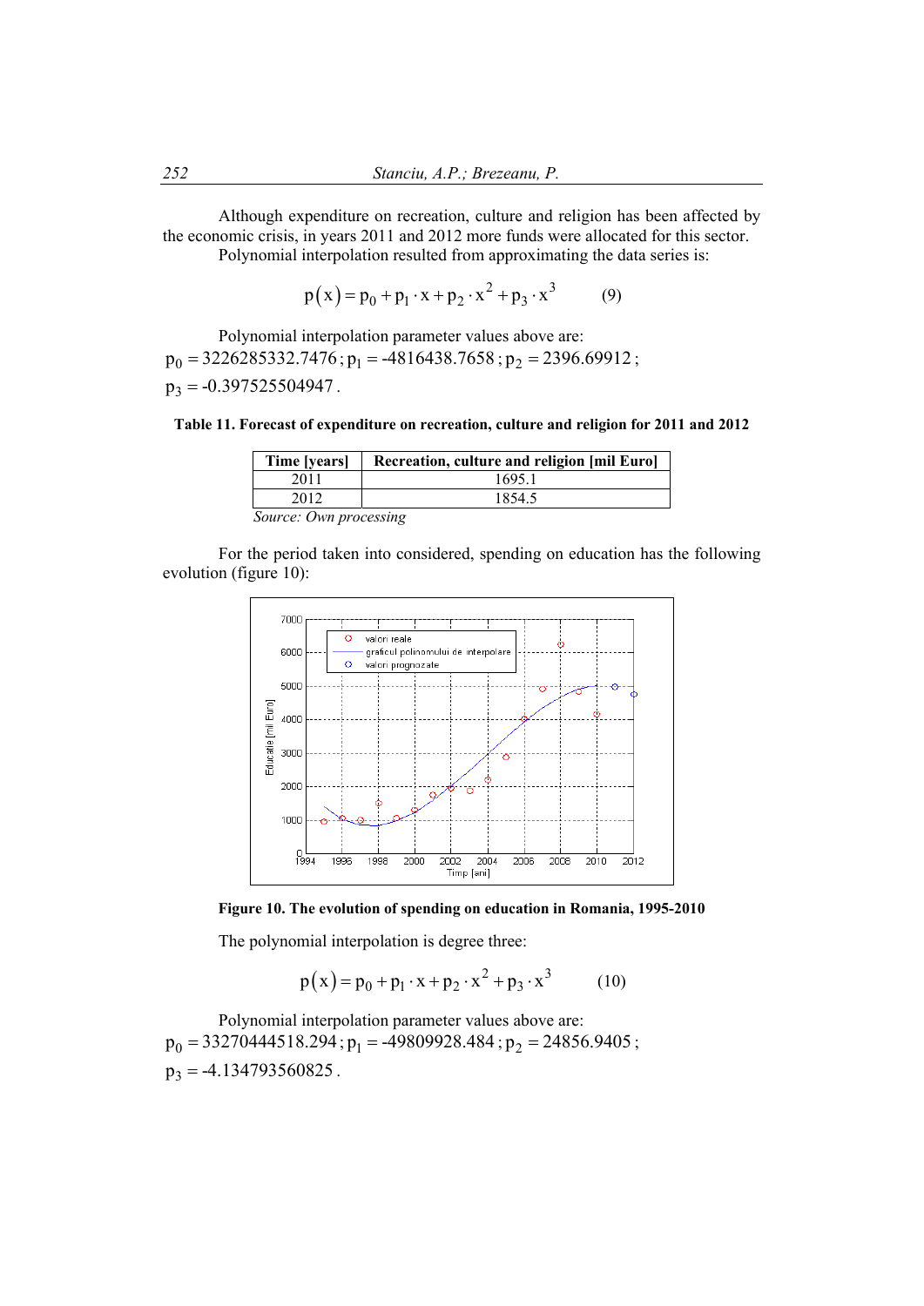Although expenditure on recreation, culture and religion has been affected by the economic crisis, in years 2011 and 2012 more funds were allocated for this sector.

Polynomial interpolation resulted from approximating the data series is:

$$p(x) = p_0 + p_1 \cdot x + p_2 \cdot x^2 + p_3 \cdot x^3 \qquad (9)$$

Polynomial interpolation parameter values above are:

$p_0 = 3226285332.7476$; $p_1 = -4816438.7658$; $p_2 = 2396.69912$; $p_3 = -0.397525504947$.

**Table 11. Forecast of expenditure on recreation, culture and religion for 2011 and 2012**

| Time [years] | Recreation, culture and religion [mil Euro] |
|---|---|
| 2011 | 1695.1 |
| 2012 | 1854.5 |

*Source: Own processing*

For the period taken into considered, spending on education has the following evolution (figure 10):

7000
6000
5000
4000
3000
2000
1000
0
1994 1996 1998 2000 2002 2004 2006 2008 2010 2012
Timp [ani]
Educatie [mil Euro]
valori reale
graficul polinomului de interpolare
valori prognozate

**Figure 10. The evolution of spending on education in Romania, 1995-2010**

The polynomial interpolation is degree three:

$$p(x) = p_0 + p_1 \cdot x + p_2 \cdot x^2 + p_3 \cdot x^3 \qquad (10)$$

Polynomial interpolation parameter values above are:

$p_0 = 33270444518.294$; $p_1 = -49809928.484$; $p_2 = 24856.9405$; $p_3 = -4.134793560825$.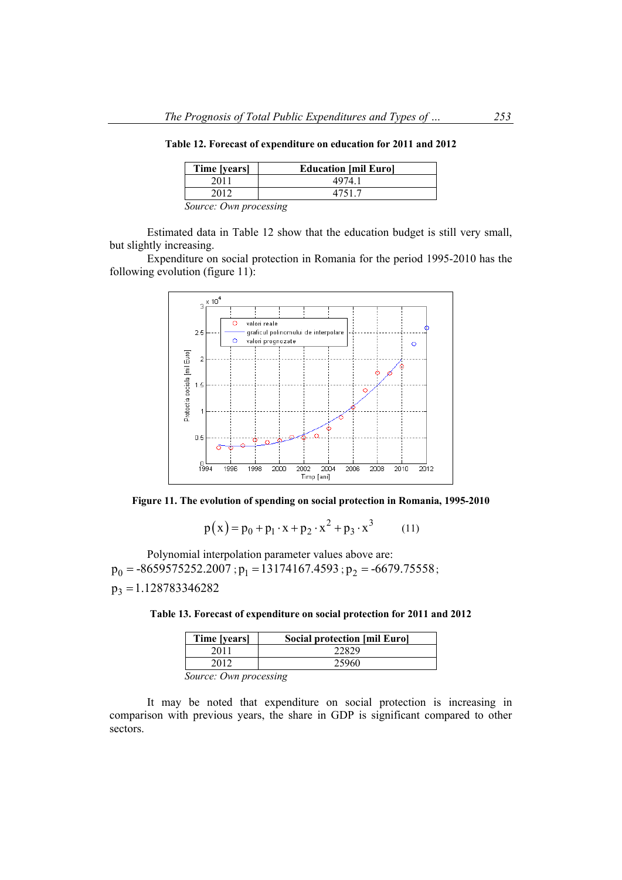**Table 12. Forecast of expenditure on education for 2011 and 2012**

| Time [years] | Education [mil Euro] |
|---|---|
| 2011 | 4974.1 |
| 2012 | 4751.7 |

*Source: Own processing*

Estimated data in Table 12 show that the education budget is still very small, but slightly increasing.

Expenditure on social protection in Romania for the period 1995-2010 has the following evolution (figure 11):

x 10^4
3
2.5
2
1.5
1
0.5
0
Protectia sociala [mil Euro]
valori reale
graficul polinomului de interpolare
valori prognozate
1994 1996 1998 2000 2002 2004 2006 2008 2010 2012
Timp [ani]

**Figure 11. The evolution of spending on social protection in Romania, 1995-2010**

$$p(x) = p_0 + p_1 \cdot x + p_2 \cdot x^2 + p_3 \cdot x^3 \qquad (11)$$

Polynomial interpolation parameter values above are:
$p_0 = -8659575252.2007$; $p_1 = 13174167.4593$; $p_2 = -6679.75558$; $p_3 = 1.128783346282$

**Table 13. Forecast of expenditure on social protection for 2011 and 2012**

| Time [years] | Social protection [mil Euro] |
|---|---|
| 2011 | 22829 |
| 2012 | 25960 |

*Source: Own processing*

It may be noted that expenditure on social protection is increasing in comparison with previous years, the share in GDP is significant compared to other sectors.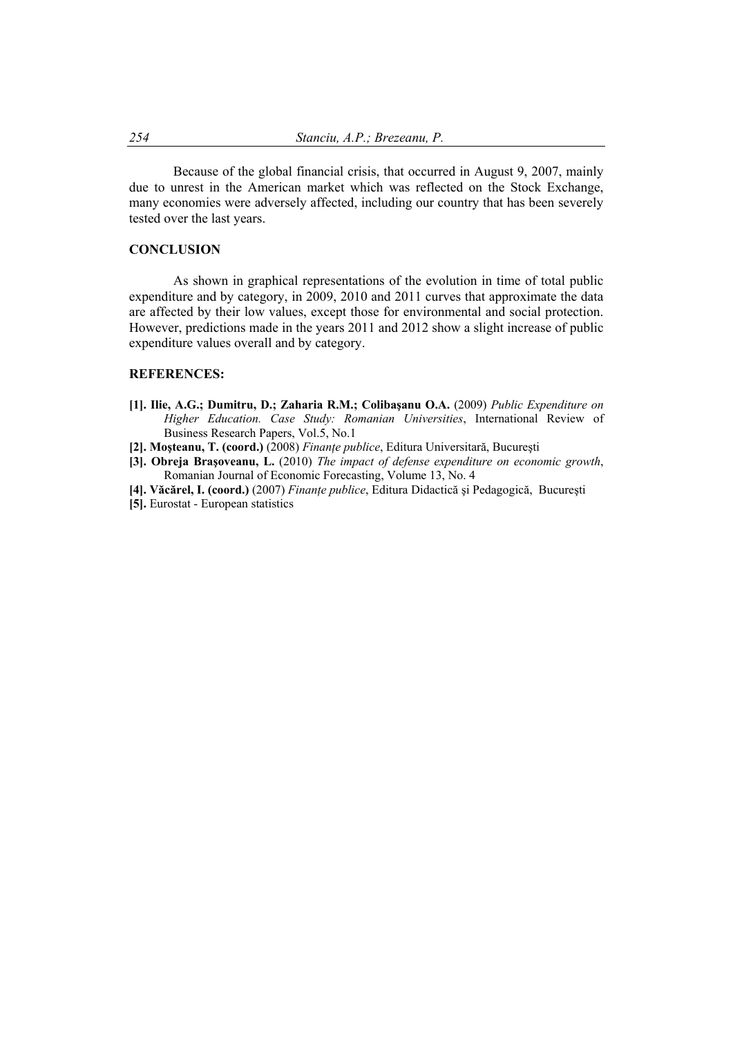Because of the global financial crisis, that occurred in August 9, 2007, mainly due to unrest in the American market which was reflected on the Stock Exchange, many economies were adversely affected, including our country that has been severely tested over the last years.

## CONCLUSION

As shown in graphical representations of the evolution in time of total public expenditure and by category, in 2009, 2010 and 2011 curves that approximate the data are affected by their low values, except those for environmental and social protection. However, predictions made in the years 2011 and 2012 show a slight increase of public expenditure values overall and by category.

## REFERENCES:

**[1]. Ilie, A.G.; Dumitru, D.; Zaharia R.M.; Colibaşanu O.A.** (2009) *Public Expenditure on Higher Education. Case Study: Romanian Universities*, International Review of Business Research Papers, Vol.5, No.1

**[2]. Moşteanu, T. (coord.)** (2008) *Finanţe publice*, Editura Universitară, Bucureşti

**[3]. Obreja Braşoveanu, L.** (2010) *The impact of defense expenditure on economic growth*, Romanian Journal of Economic Forecasting, Volume 13, No. 4

**[4]. Văcărel, I. (coord.)** (2007) *Finanţe publice*, Editura Didactică şi Pedagogică, Bucureşti

**[5].** Eurostat - European statistics